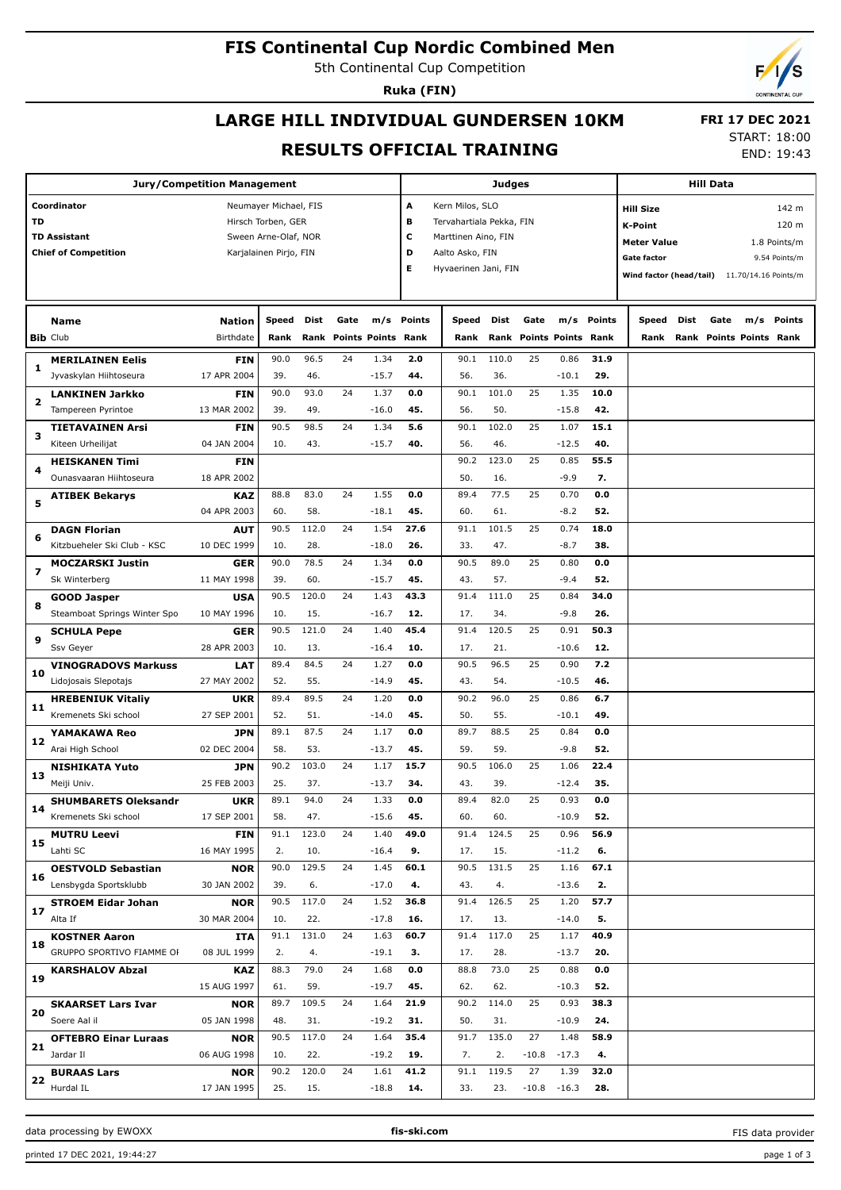# FIS Continental Cup Nordic Combined Men

5th Continental Cup Competition

**Ruka (FIN)**

## LARGE HILL INDIVIDUAL GUNDERSEN 10KM

## RESULTS OFFICIAL TRAINING

**FRI 17 DEC 2021**

START: 18:00

END: 19:43

| Jury/Competition Management | |
|---|---|
| Coordinator | Neumayer Michael, FIS |
| TD | Hirsch Torben, GER |
| TD Assistant | Sween Arne-Olaf, NOR |
| Chief of Competition | Karjalainen Pirjo, FIN |

| Judges | |
|---|---|
| A | Kern Milos, SLO |
| B | Tervahartiala Pekka, FIN |
| C | Marttinen Aino, FIN |
| D | Aalto Asko, FIN |
| E | Hyvaerinen Jani, FIN |

| Hill Data | |
|---|---|
| Hill Size | 142 m |
| K-Point | 120 m |
| Meter Value | 1.8 Points/m |
| Gate factor | 9.54 Points/m |
| Wind factor (head/tail) | 11.70/14.16 Points/m |

| Bib | Name / Club | Nation / Birthdate | Speed / Rank | Dist / Rank | Gate / Points | m/s / Points | Points / Rank | Speed / Rank | Dist / Rank | Gate / Points | m/s / Points | Points / Rank | Speed / Rank | Dist / Rank | Gate / Points | m/s / Points | Points / Rank |
|---|---|---|---|---|---|---|---|---|---|---|---|---|---|---|---|---|---|
| 1 | MERILAINEN Eelis | FIN | 90.0 | 96.5 | 24 | 1.34 | 2.0 | 90.1 | 110.0 | 25 | 0.86 | 31.9 | | | | | |
| | Jyvaskylan Hiihtoseura | 17 APR 2004 | 39. | 46. | | -15.7 | 44. | 56. | 36. | | -10.1 | 29. | | | | | |
| 2 | LANKINEN Jarkko | FIN | 90.0 | 93.0 | 24 | 1.37 | 0.0 | 90.1 | 101.0 | 25 | 1.35 | 10.0 | | | | | |
| | Tampereen Pyrintoe | 13 MAR 2002 | 39. | 49. | | -16.0 | 45. | 56. | 50. | | -15.8 | 42. | | | | | |
| 3 | TIETAVAINEN Arsi | FIN | 90.5 | 98.5 | 24 | 1.34 | 5.6 | 90.1 | 102.0 | 25 | 1.07 | 15.1 | | | | | |
| | Kiteen Urheilijat | 04 JAN 2004 | 10. | 43. | | -15.7 | 40. | 56. | 46. | | -12.5 | 40. | | | | | |
| 4 | HEISKANEN Timi | FIN | | | | | | 90.2 | 123.0 | 25 | 0.85 | 55.5 | | | | | |
| | Ounasvaaran Hiihtoseura | 18 APR 2002 | | | | | | 50. | 16. | | -9.9 | 7. | | | | | |
| 5 | ATIBEK Bekarys | KAZ | 88.8 | 83.0 | 24 | 1.55 | 0.0 | 89.4 | 77.5 | 25 | 0.70 | 0.0 | | | | | |
| | | 04 APR 2003 | 60. | 58. | | -18.1 | 45. | 60. | 61. | | -8.2 | 52. | | | | | |
| 6 | DAGN Florian | AUT | 90.5 | 112.0 | 24 | 1.54 | 27.6 | 91.1 | 101.5 | 25 | 0.74 | 18.0 | | | | | |
| | Kitzbueheler Ski Club - KSC | 10 DEC 1999 | 10. | 28. | | -18.0 | 26. | 33. | 47. | | -8.7 | 38. | | | | | |
| 7 | MOCZARSKI Justin | GER | 90.0 | 78.5 | 24 | 1.34 | 0.0 | 90.5 | 89.0 | 25 | 0.80 | 0.0 | | | | | |
| | Sk Winterberg | 11 MAY 1998 | 39. | 60. | | -15.7 | 45. | 43. | 57. | | -9.4 | 52. | | | | | |
| 8 | GOOD Jasper | USA | 90.5 | 120.0 | 24 | 1.43 | 43.3 | 91.4 | 111.0 | 25 | 0.84 | 34.0 | | | | | |
| | Steamboat Springs Winter Spo | 10 MAY 1996 | 10. | 15. | | -16.7 | 12. | 17. | 34. | | -9.8 | 26. | | | | | |
| 9 | SCHULA Pepe | GER | 90.5 | 121.0 | 24 | 1.40 | 45.4 | 91.4 | 120.5 | 25 | 0.91 | 50.3 | | | | | |
| | Ssv Geyer | 28 APR 2003 | 10. | 13. | | -16.4 | 10. | 17. | 21. | | -10.6 | 12. | | | | | |
| 10 | VINOGRADOVS Markuss | LAT | 89.4 | 84.5 | 24 | 1.27 | 0.0 | 90.5 | 96.5 | 25 | 0.90 | 7.2 | | | | | |
| | Lidojosais Slepotajs | 27 MAY 2002 | 52. | 55. | | -14.9 | 45. | 43. | 54. | | -10.5 | 46. | | | | | |
| 11 | HREBENIUK Vitaliy | UKR | 89.4 | 89.5 | 24 | 1.20 | 0.0 | 90.2 | 96.0 | 25 | 0.86 | 6.7 | | | | | |
| | Kremenets Ski school | 27 SEP 2001 | 52. | 51. | | -14.0 | 45. | 50. | 55. | | -10.1 | 49. | | | | | |
| 12 | YAMAKAWA Reo | JPN | 89.1 | 87.5 | 24 | 1.17 | 0.0 | 89.7 | 88.5 | 25 | 0.84 | 0.0 | | | | | |
| | Arai High School | 02 DEC 2004 | 58. | 53. | | -13.7 | 45. | 59. | 59. | | -9.8 | 52. | | | | | |
| 13 | NISHIKATA Yuto | JPN | 90.2 | 103.0 | 24 | 1.17 | 15.7 | 90.5 | 106.0 | 25 | 1.06 | 22.4 | | | | | |
| | Meiji Univ. | 25 FEB 2003 | 25. | 37. | | -13.7 | 34. | 43. | 39. | | -12.4 | 35. | | | | | |
| 14 | SHUMBARETS Oleksandr | UKR | 89.1 | 94.0 | 24 | 1.33 | 0.0 | 89.4 | 82.0 | 25 | 0.93 | 0.0 | | | | | |
| | Kremenets Ski school | 17 SEP 2001 | 58. | 47. | | -15.6 | 45. | 60. | 60. | | -10.9 | 52. | | | | | |
| 15 | MUTRU Leevi | FIN | 91.1 | 123.0 | 24 | 1.40 | 49.0 | 91.4 | 124.5 | 25 | 0.96 | 56.9 | | | | | |
| | Lahti SC | 16 MAY 1995 | 2. | 10. | | -16.4 | 9. | 17. | 15. | | -11.2 | 6. | | | | | |
| 16 | OESTVOLD Sebastian | NOR | 90.0 | 129.5 | 24 | 1.45 | 60.1 | 90.5 | 131.5 | 25 | 1.16 | 67.1 | | | | | |
| | Lensbygda Sportsklubb | 30 JAN 2002 | 39. | 6. | | -17.0 | 4. | 43. | 4. | | -13.6 | 2. | | | | | |
| 17 | STROEM Eidar Johan | NOR | 90.5 | 117.0 | 24 | 1.52 | 36.8 | 91.4 | 126.5 | 25 | 1.20 | 57.7 | | | | | |
| | Alta If | 30 MAR 2004 | 10. | 22. | | -17.8 | 16. | 17. | 13. | | -14.0 | 5. | | | | | |
| 18 | KOSTNER Aaron | ITA | 91.1 | 131.0 | 24 | 1.63 | 60.7 | 91.4 | 117.0 | 25 | 1.17 | 40.9 | | | | | |
| | GRUPPO SPORTIVO FIAMME OI | 08 JUL 1999 | 2. | 4. | | -19.1 | 3. | 17. | 28. | | -13.7 | 20. | | | | | |
| 19 | KARSHALOV Abzal | KAZ | 88.3 | 79.0 | 24 | 1.68 | 0.0 | 88.8 | 73.0 | 25 | 0.88 | 0.0 | | | | | |
| | | 15 AUG 1997 | 61. | 59. | | -19.7 | 45. | 62. | 62. | | -10.3 | 52. | | | | | |
| 20 | SKAARSET Lars Ivar | NOR | 89.7 | 109.5 | 24 | 1.64 | 21.9 | 90.2 | 114.0 | 25 | 0.93 | 38.3 | | | | | |
| | Soere Aal il | 05 JAN 1998 | 48. | 31. | | -19.2 | 31. | 50. | 31. | | -10.9 | 24. | | | | | |
| 21 | OFTEBRO Einar Luraas | NOR | 90.5 | 117.0 | 24 | 1.64 | 35.4 | 91.7 | 135.0 | 27 | 1.48 | 58.9 | | | | | |
| | Jardar Il | 06 AUG 1998 | 10. | 22. | | -19.2 | 19. | 7. | 2. | -10.8 | -17.3 | 4. | | | | | |
| 22 | BURAAS Lars | NOR | 90.2 | 120.0 | 24 | 1.61 | 41.2 | 91.1 | 119.5 | 27 | 1.39 | 32.0 | | | | | |
| | Hurdal IL | 17 JAN 1995 | 25. | 15. | | -18.8 | 14. | 33. | 23. | -10.8 | -16.3 | 28. | | | | | |

data processing by EWOXX | fis-ski.com | FIS data provider

printed 17 DEC 2021, 19:44:27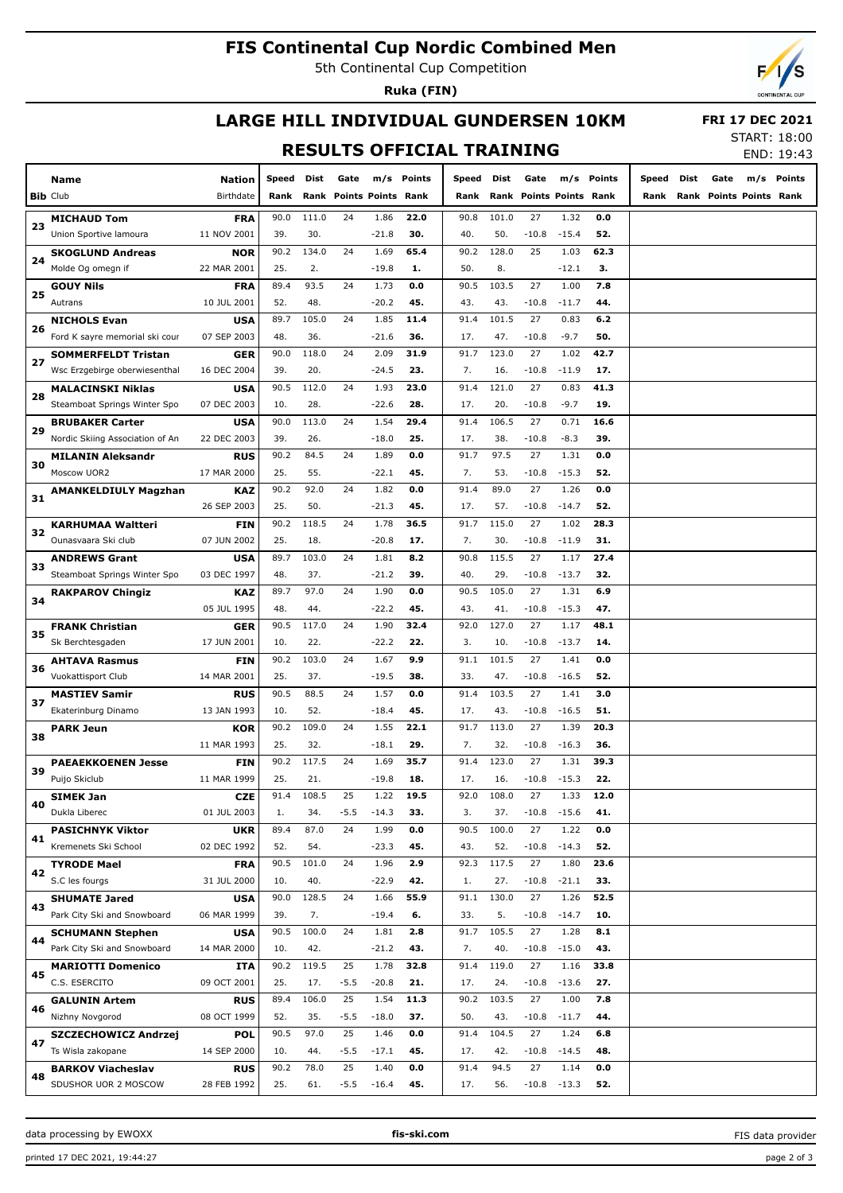# FIS Continental Cup Nordic Combined Men

5th Continental Cup Competition

**Ruka (FIN)**

## LARGE HILL INDIVIDUAL GUNDERSEN 10KM

**FRI 17 DEC 2021**

START: 18:00

END: 19:43

## RESULTS OFFICIAL TRAINING

| Bib | Name / Club | Nation / Birthdate | Speed / Rank | Dist / Rank | Gate / Points | m/s / Points | Points / Rank | Speed / Rank | Dist / Rank | Gate / Points | m/s / Points | Points / Rank | Speed / Rank | Dist / Rank | Gate / Points | m/s / Points | Points / Rank |
|---|---|---|---|---|---|---|---|---|---|---|---|---|---|---|---|---|---|
| 23 | **MICHAUD Tom** | **FRA** | 90.0 | 111.0 | 24 | 1.86 | **22.0** | 90.8 | 101.0 | 27 | 1.32 | **0.0** | | | | | |
| | Union Sportive lamoura | 11 NOV 2001 | 39. | 30. | | -21.8 | **30.** | 40. | 50. | -10.8 | -15.4 | **52.** | | | | | |
| 24 | **SKOGLUND Andreas** | **NOR** | 90.2 | 134.0 | 24 | 1.69 | **65.4** | 90.2 | 128.0 | 25 | 1.03 | **62.3** | | | | | |
| | Molde Og omegn if | 22 MAR 2001 | 25. | 2. | | -19.8 | **1.** | 50. | 8. | | -12.1 | **3.** | | | | | |
| 25 | **GOUY Nils** | **FRA** | 89.4 | 93.5 | 24 | 1.73 | **0.0** | 90.5 | 103.5 | 27 | 1.00 | **7.8** | | | | | |
| | Autrans | 10 JUL 2001 | 52. | 48. | | -20.2 | **45.** | 43. | 43. | -10.8 | -11.7 | **44.** | | | | | |
| 26 | **NICHOLS Evan** | **USA** | 89.7 | 105.0 | 24 | 1.85 | **11.4** | 91.4 | 101.5 | 27 | 0.83 | **6.2** | | | | | |
| | Ford K sayre memorial ski cour | 07 SEP 2003 | 48. | 36. | | -21.6 | **36.** | 17. | 47. | -10.8 | -9.7 | **50.** | | | | | |
| 27 | **SOMMERFELDT Tristan** | **GER** | 90.0 | 118.0 | 24 | 2.09 | **31.9** | 91.7 | 123.0 | 27 | 1.02 | **42.7** | | | | | |
| | Wsc Erzgebirge oberwiesenthal | 16 DEC 2004 | 39. | 20. | | -24.5 | **23.** | 7. | 16. | -10.8 | -11.9 | **17.** | | | | | |
| 28 | **MALACINSKI Niklas** | **USA** | 90.5 | 112.0 | 24 | 1.93 | **23.0** | 91.4 | 121.0 | 27 | 0.83 | **41.3** | | | | | |
| | Steamboat Springs Winter Spo | 07 DEC 2003 | 10. | 28. | | -22.6 | **28.** | 17. | 20. | -10.8 | -9.7 | **19.** | | | | | |
| 29 | **BRUBAKER Carter** | **USA** | 90.0 | 113.0 | 24 | 1.54 | **29.4** | 91.4 | 106.5 | 27 | 0.71 | **16.6** | | | | | |
| | Nordic Skiing Association of An | 22 DEC 2003 | 39. | 26. | | -18.0 | **25.** | 17. | 38. | -10.8 | -8.3 | **39.** | | | | | |
| 30 | **MILANIN Aleksandr** | **RUS** | 90.2 | 84.5 | 24 | 1.89 | **0.0** | 91.7 | 97.5 | 27 | 1.31 | **0.0** | | | | | |
| | Moscow UOR2 | 17 MAR 2000 | 25. | 55. | | -22.1 | **45.** | 7. | 53. | -10.8 | -15.3 | **52.** | | | | | |
| 31 | **AMANKELDIULY Magzhan** | **KAZ** | 90.2 | 92.0 | 24 | 1.82 | **0.0** | 91.4 | 89.0 | 27 | 1.26 | **0.0** | | | | | |
| | | 26 SEP 2003 | 25. | 50. | | -21.3 | **45.** | 17. | 57. | -10.8 | -14.7 | **52.** | | | | | |
| 32 | **KARHUMAA Waltteri** | **FIN** | 90.2 | 118.5 | 24 | 1.78 | **36.5** | 91.7 | 115.0 | 27 | 1.02 | **28.3** | | | | | |
| | Ounasvaara Ski club | 07 JUN 2002 | 25. | 18. | | -20.8 | **17.** | 7. | 30. | -10.8 | -11.9 | **31.** | | | | | |
| 33 | **ANDREWS Grant** | **USA** | 89.7 | 103.0 | 24 | 1.81 | **8.2** | 90.8 | 115.5 | 27 | 1.17 | **27.4** | | | | | |
| | Steamboat Springs Winter Spo | 03 DEC 1997 | 48. | 37. | | -21.2 | **39.** | 40. | 29. | -10.8 | -13.7 | **32.** | | | | | |
| 34 | **RAKPAROV Chingiz** | **KAZ** | 89.7 | 97.0 | 24 | 1.90 | **0.0** | 90.5 | 105.0 | 27 | 1.31 | **6.9** | | | | | |
| | | 05 JUL 1995 | 48. | 44. | | -22.2 | **45.** | 43. | 41. | -10.8 | -15.3 | **47.** | | | | | |
| 35 | **FRANK Christian** | **GER** | 90.5 | 117.0 | 24 | 1.90 | **32.4** | 92.0 | 127.0 | 27 | 1.17 | **48.1** | | | | | |
| | Sk Berchtesgaden | 17 JUN 2001 | 10. | 22. | | -22.2 | **22.** | 3. | 10. | -10.8 | -13.7 | **14.** | | | | | |
| 36 | **AHTAVA Rasmus** | **FIN** | 90.2 | 103.0 | 24 | 1.67 | **9.9** | 91.1 | 101.5 | 27 | 1.41 | **0.0** | | | | | |
| | Vuokattisport Club | 14 MAR 2001 | 25. | 37. | | -19.5 | **38.** | 33. | 47. | -10.8 | -16.5 | **52.** | | | | | |
| 37 | **MASTIEV Samir** | **RUS** | 90.5 | 88.5 | 24 | 1.57 | **0.0** | 91.4 | 103.5 | 27 | 1.41 | **3.0** | | | | | |
| | Ekaterinburg Dinamo | 13 JAN 1993 | 10. | 52. | | -18.4 | **45.** | 17. | 43. | -10.8 | -16.5 | **51.** | | | | | |
| 38 | **PARK Jeun** | **KOR** | 90.2 | 109.0 | 24 | 1.55 | **22.1** | 91.7 | 113.0 | 27 | 1.39 | **20.3** | | | | | |
| | | 11 MAR 1993 | 25. | 32. | | -18.1 | **29.** | 7. | 32. | -10.8 | -16.3 | **36.** | | | | | |
| 39 | **PAEAEKKOENEN Jesse** | **FIN** | 90.2 | 117.5 | 24 | 1.69 | **35.7** | 91.4 | 123.0 | 27 | 1.31 | **39.3** | | | | | |
| | Puijo Skiclub | 11 MAR 1999 | 25. | 21. | | -19.8 | **18.** | 17. | 16. | -10.8 | -15.3 | **22.** | | | | | |
| 40 | **SIMEK Jan** | **CZE** | 91.4 | 108.5 | 25 | 1.22 | **19.5** | 92.0 | 108.0 | 27 | 1.33 | **12.0** | | | | | |
| | Dukla Liberec | 01 JUL 2003 | 1. | 34. | -5.5 | -14.3 | **33.** | 3. | 37. | -10.8 | -15.6 | **41.** | | | | | |
| 41 | **PASICHNYK Viktor** | **UKR** | 89.4 | 87.0 | 24 | 1.99 | **0.0** | 90.5 | 100.0 | 27 | 1.22 | **0.0** | | | | | |
| | Kremenets Ski School | 02 DEC 1992 | 52. | 54. | | -23.3 | **45.** | 43. | 52. | -10.8 | -14.3 | **52.** | | | | | |
| 42 | **TYRODE Mael** | **FRA** | 90.5 | 101.0 | 24 | 1.96 | **2.9** | 92.3 | 117.5 | 27 | 1.80 | **23.6** | | | | | |
| | S.C les fourgs | 31 JUL 2000 | 10. | 40. | | -22.9 | **42.** | 1. | 27. | -10.8 | -21.1 | **33.** | | | | | |
| 43 | **SHUMATE Jared** | **USA** | 90.0 | 128.5 | 24 | 1.66 | **55.9** | 91.1 | 130.0 | 27 | 1.26 | **52.5** | | | | | |
| | Park City Ski and Snowboard | 06 MAR 1999 | 39. | 7. | | -19.4 | **6.** | 33. | 5. | -10.8 | -14.7 | **10.** | | | | | |
| 44 | **SCHUMANN Stephen** | **USA** | 90.5 | 100.0 | 24 | 1.81 | **2.8** | 91.7 | 105.5 | 27 | 1.28 | **8.1** | | | | | |
| | Park City Ski and Snowboard | 14 MAR 2000 | 10. | 42. | | -21.2 | **43.** | 7. | 40. | -10.8 | -15.0 | **43.** | | | | | |
| 45 | **MARIOTTI Domenico** | **ITA** | 90.2 | 119.5 | 25 | 1.78 | **32.8** | 91.4 | 119.0 | 27 | 1.16 | **33.8** | | | | | |
| | C.S. ESERCITO | 09 OCT 2001 | 25. | 17. | -5.5 | -20.8 | **21.** | 17. | 24. | -10.8 | -13.6 | **27.** | | | | | |
| 46 | **GALUNIN Artem** | **RUS** | 89.4 | 106.0 | 25 | 1.54 | **11.3** | 90.2 | 103.5 | 27 | 1.00 | **7.8** | | | | | |
| | Nizhny Novgorod | 08 OCT 1999 | 52. | 35. | -5.5 | -18.0 | **37.** | 50. | 43. | -10.8 | -11.7 | **44.** | | | | | |
| 47 | **SZCZECHOWICZ Andrzej** | **POL** | 90.5 | 97.0 | 25 | 1.46 | **0.0** | 91.4 | 104.5 | 27 | 1.24 | **6.8** | | | | | |
| | Ts Wisla zakopane | 14 SEP 2000 | 10. | 44. | -5.5 | -17.1 | **45.** | 17. | 42. | -10.8 | -14.5 | **48.** | | | | | |
| 48 | **BARKOV Viacheslav** | **RUS** | 90.2 | 78.0 | 25 | 1.40 | **0.0** | 91.4 | 94.5 | 27 | 1.14 | **0.0** | | | | | |
| | SDUSHOR UOR 2 MOSCOW | 28 FEB 1992 | 25. | 61. | -5.5 | -16.4 | **45.** | 17. | 56. | -10.8 | -13.3 | **52.** | | | | | |

data processing by EWOXX | fis-ski.com | FIS data provider

printed 17 DEC 2021, 19:44:27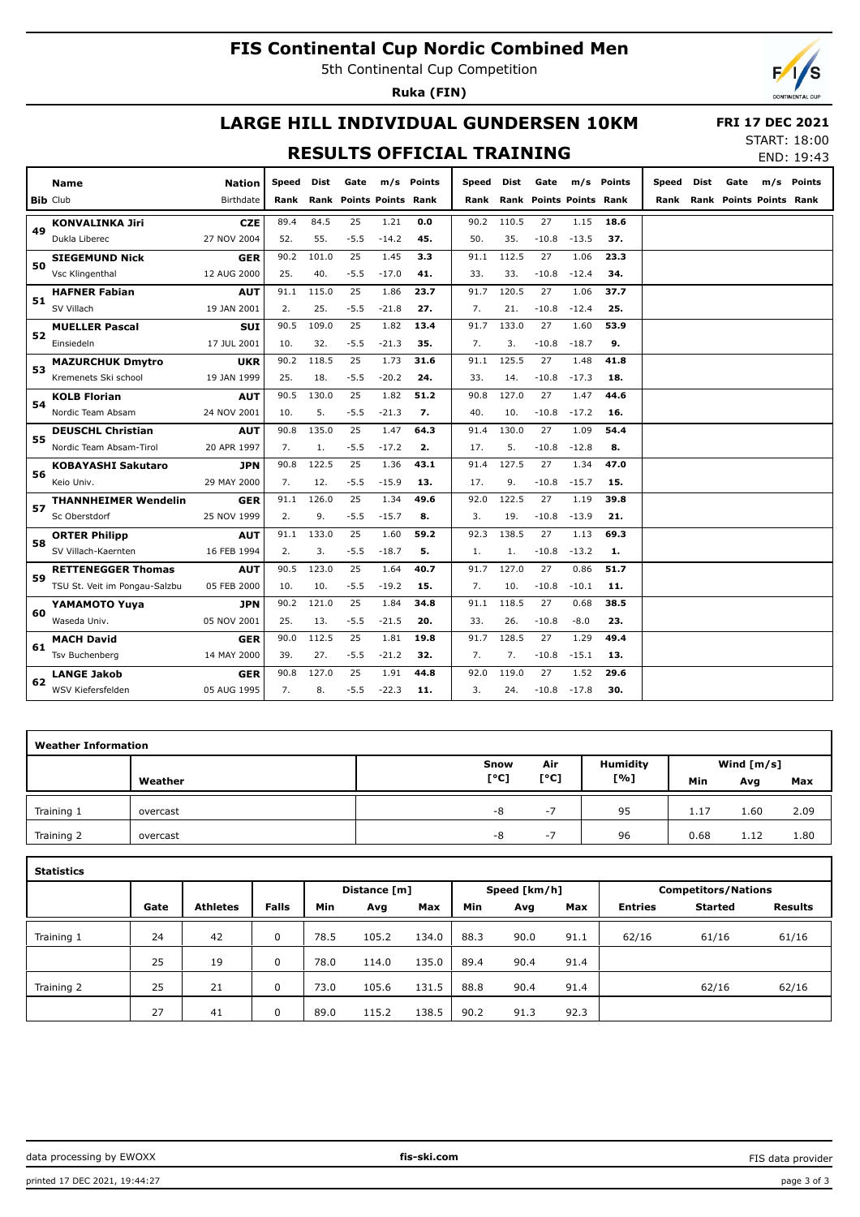# FIS Continental Cup Nordic Combined Men

5th Continental Cup Competition

**Ruka (FIN)**

## LARGE HILL INDIVIDUAL GUNDERSEN 10KM

**FRI 17 DEC 2021**

START: 18:00

END: 19:43

## RESULTS OFFICIAL TRAINING

| Bib | Name / Club | Nation / Birthdate | Speed / Rank | Dist / Rank | Gate / Points | m/s / Points | Points / Rank | Speed / Rank | Dist / Rank | Gate / Points | m/s / Points | Points / Rank | Speed / Rank | Dist / Rank | Gate / Points | m/s / Points | Points / Rank |
|---|---|---|---|---|---|---|---|---|---|---|---|---|---|---|---|---|---|
| 49 | **KONVALINKA Jiri** | **CZE** | 89.4 | 84.5 | 25 | 1.21 | **0.0** | 90.2 | 110.5 | 27 | 1.15 | **18.6** | | | | | |
| | Dukla Liberec | 27 NOV 2004 | 52. | 55. | -5.5 | -14.2 | **45.** | 50. | 35. | -10.8 | -13.5 | **37.** | | | | | |
| 50 | **SIEGEMUND Nick** | **GER** | 90.2 | 101.0 | 25 | 1.45 | **3.3** | 91.1 | 112.5 | 27 | 1.06 | **23.3** | | | | | |
| | Vsc Klingenthal | 12 AUG 2000 | 25. | 40. | -5.5 | -17.0 | **41.** | 33. | 33. | -10.8 | -12.4 | **34.** | | | | | |
| 51 | **HAFNER Fabian** | **AUT** | 91.1 | 115.0 | 25 | 1.86 | **23.7** | 91.7 | 120.5 | 27 | 1.06 | **37.7** | | | | | |
| | SV Villach | 19 JAN 2001 | 2. | 25. | -5.5 | -21.8 | **27.** | 7. | 21. | -10.8 | -12.4 | **25.** | | | | | |
| 52 | **MUELLER Pascal** | **SUI** | 90.5 | 109.0 | 25 | 1.82 | **13.4** | 91.7 | 133.0 | 27 | 1.60 | **53.9** | | | | | |
| | Einsiedeln | 17 JUL 2001 | 10. | 32. | -5.5 | -21.3 | **35.** | 7. | 3. | -10.8 | -18.7 | **9.** | | | | | |
| 53 | **MAZURCHUK Dmytro** | **UKR** | 90.2 | 118.5 | 25 | 1.73 | **31.6** | 91.1 | 125.5 | 27 | 1.48 | **41.8** | | | | | |
| | Kremenets Ski school | 19 JAN 1999 | 25. | 18. | -5.5 | -20.2 | **24.** | 33. | 14. | -10.8 | -17.3 | **18.** | | | | | |
| 54 | **KOLB Florian** | **AUT** | 90.5 | 130.0 | 25 | 1.82 | **51.2** | 90.8 | 127.0 | 27 | 1.47 | **44.6** | | | | | |
| | Nordic Team Absam | 24 NOV 2001 | 10. | 5. | -5.5 | -21.3 | **7.** | 40. | 10. | -10.8 | -17.2 | **16.** | | | | | |
| 55 | **DEUSCHL Christian** | **AUT** | 90.8 | 135.0 | 25 | 1.47 | **64.3** | 91.4 | 130.0 | 27 | 1.09 | **54.4** | | | | | |
| | Nordic Team Absam-Tirol | 20 APR 1997 | 7. | 1. | -5.5 | -17.2 | **2.** | 17. | 5. | -10.8 | -12.8 | **8.** | | | | | |
| 56 | **KOBAYASHI Sakutaro** | **JPN** | 90.8 | 122.5 | 25 | 1.36 | **43.1** | 91.4 | 127.5 | 27 | 1.34 | **47.0** | | | | | |
| | Keio Univ. | 29 MAY 2000 | 7. | 12. | -5.5 | -15.9 | **13.** | 17. | 9. | -10.8 | -15.7 | **15.** | | | | | |
| 57 | **THANNHEIMER Wendelin** | **GER** | 91.1 | 126.0 | 25 | 1.34 | **49.6** | 92.0 | 122.5 | 27 | 1.19 | **39.8** | | | | | |
| | Sc Oberstdorf | 25 NOV 1999 | 2. | 9. | -5.5 | -15.7 | **8.** | 3. | 19. | -10.8 | -13.9 | **21.** | | | | | |
| 58 | **ORTER Philipp** | **AUT** | 91.1 | 133.0 | 25 | 1.60 | **59.2** | 92.3 | 138.5 | 27 | 1.13 | **69.3** | | | | | |
| | SV Villach-Kaernten | 16 FEB 1994 | 2. | 3. | -5.5 | -18.7 | **5.** | 1. | 1. | -10.8 | -13.2 | **1.** | | | | | |
| 59 | **RETTENEGGER Thomas** | **AUT** | 90.5 | 123.0 | 25 | 1.64 | **40.7** | 91.7 | 127.0 | 27 | 0.86 | **51.7** | | | | | |
| | TSU St. Veit im Pongau-Salzbu | 05 FEB 2000 | 10. | 10. | -5.5 | -19.2 | **15.** | 7. | 10. | -10.8 | -10.1 | **11.** | | | | | |
| 60 | **YAMAMOTO Yuya** | **JPN** | 90.2 | 121.0 | 25 | 1.84 | **34.8** | 91.1 | 118.5 | 27 | 0.68 | **38.5** | | | | | |
| | Waseda Univ. | 05 NOV 2001 | 25. | 13. | -5.5 | -21.5 | **20.** | 33. | 26. | -10.8 | -8.0 | **23.** | | | | | |
| 61 | **MACH David** | **GER** | 90.0 | 112.5 | 25 | 1.81 | **19.8** | 91.7 | 128.5 | 27 | 1.29 | **49.4** | | | | | |
| | Tsv Buchenberg | 14 MAY 2000 | 39. | 27. | -5.5 | -21.2 | **32.** | 7. | 7. | -10.8 | -15.1 | **13.** | | | | | |
| 62 | **LANGE Jakob** | **GER** | 90.8 | 127.0 | 25 | 1.91 | **44.8** | 92.0 | 119.0 | 27 | 1.52 | **29.6** | | | | | |
| | WSV Kiefersfelden | 05 AUG 1995 | 7. | 8. | -5.5 | -22.3 | **11.** | 3. | 24. | -10.8 | -17.8 | **30.** | | | | | |

**Weather Information**

| | Weather | Snow [°C] | Air [°C] | Humidity [%] | Wind [m/s] Min | Avg | Max |
|---|---|---|---|---|---|---|---|
| Training 1 | overcast | -8 | -7 | 95 | 1.17 | 1.60 | 2.09 |
| Training 2 | overcast | -8 | -7 | 96 | 0.68 | 1.12 | 1.80 |

**Statistics**

| | Gate | Athletes | Falls | Distance [m] Min | Avg | Max | Speed [km/h] Min | Avg | Max | Competitors/Nations Entries | Started | Results |
|---|---|---|---|---|---|---|---|---|---|---|---|---|
| Training 1 | 24 | 42 | 0 | 78.5 | 105.2 | 134.0 | 88.3 | 90.0 | 91.1 | 62/16 | 61/16 | 61/16 |
| | 25 | 19 | 0 | 78.0 | 114.0 | 135.0 | 89.4 | 90.4 | 91.4 | | | |
| Training 2 | 25 | 21 | 0 | 73.0 | 105.6 | 131.5 | 88.8 | 90.4 | 91.4 | | 62/16 | 62/16 |
| | 27 | 41 | 0 | 89.0 | 115.2 | 138.5 | 90.2 | 91.3 | 92.3 | | | |

data processing by EWOXX | **fis-ski.com** | FIS data provider

printed 17 DEC 2021, 19:44:27